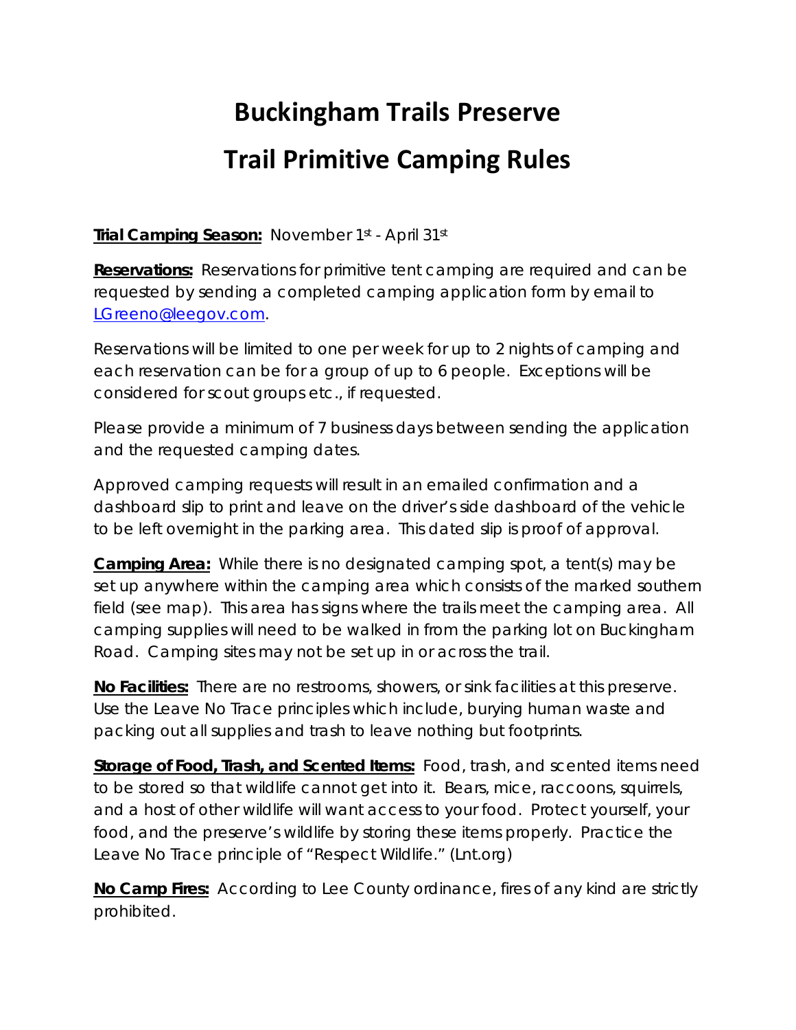# Buckingham Trails Preserve

# Trail Primitive Camping Rules

**Trial Camping Season:** November 1st - April 31st

**Reservations:** Reservations for primitive tent camping are required and can be requested by sending a completed camping application form by email to [LGreeno@leegov.com](mailto:LGreeno@leegov.com).

Reservations will be limited to one per week for up to 2 nights of camping and each reservation can be for a group of up to 6 people. Exceptions will be considered for scout groups etc., if requested.

Please provide a minimum of 7 business days between sending the application and the requested camping dates.

Approved camping requests will result in an emailed confirmation and a dashboard slip to print and leave on the driver's side dashboard of the vehicle to be left overnight in the parking area. This dated slip is proof of approval.

**Camping Area:** While there is no designated camping spot, a tent(s) may be set up anywhere within the camping area which consists of the marked southern field (see map). This area has signs where the trails meet the camping area. All camping supplies will need to be walked in from the parking lot on Buckingham Road. Camping sites may not be set up in or across the trail.

**No Facilities:** There are no restrooms, showers, or sink facilities at this preserve. Use the Leave No Trace principles which include, burying human waste and packing out all supplies and trash to leave nothing but footprints.

**Storage of Food, Trash, and Scented Items:** Food, trash, and scented items need to be stored so that wildlife cannot get into it. Bears, mice, raccoons, squirrels, and a host of other wildlife will want access to your food. Protect yourself, your food, and the preserve's wildlife by storing these items properly. Practice the Leave No Trace principle of "Respect Wildlife." (Lnt.org)

**No Camp Fires:** According to Lee County ordinance, fires of any kind are strictly prohibited.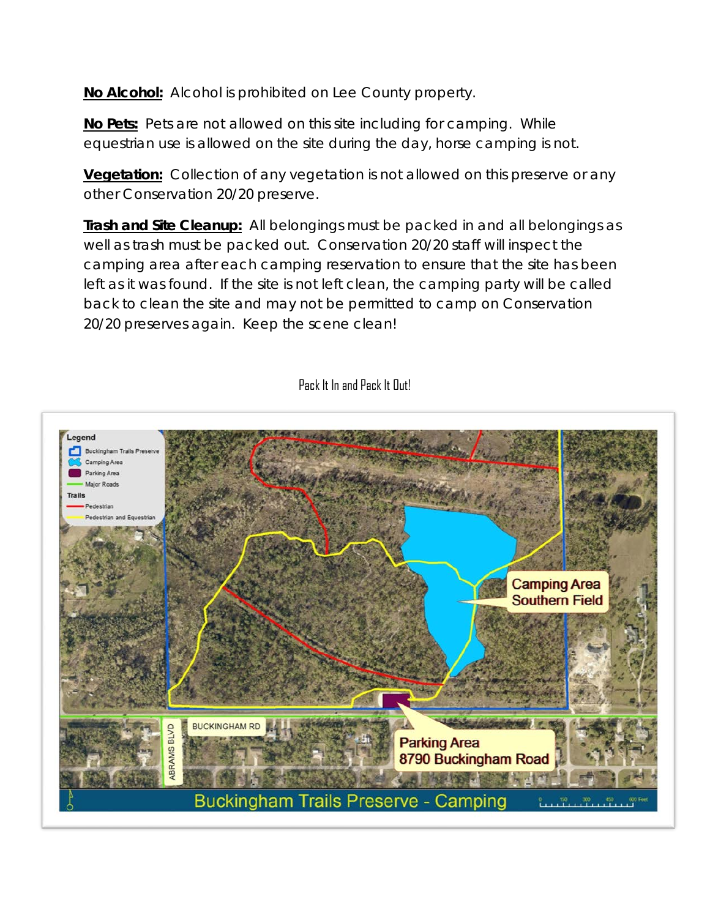**No Alcohol:** Alcohol is prohibited on Lee County property.

**No Pets:** Pets are not allowed on this site including for camping. While equestrian use is allowed on the site during the day, horse camping is not.

**Vegetation:** Collection of any vegetation is not allowed on this preserve or any other Conservation 20/20 preserve.

**Trash and Site Cleanup:** All belongings must be packed in and all belongings as well as trash must be packed out. Conservation 20/20 staff will inspect the camping area after each camping reservation to ensure that the site has been left as it was found. If the site is not left clean, the camping party will be called back to clean the site and may not be permitted to camp on Conservation 20/20 preserves again. Keep the scene clean!

Pack It In and Pack It Out!

Buckingham Trails Preserve - Camping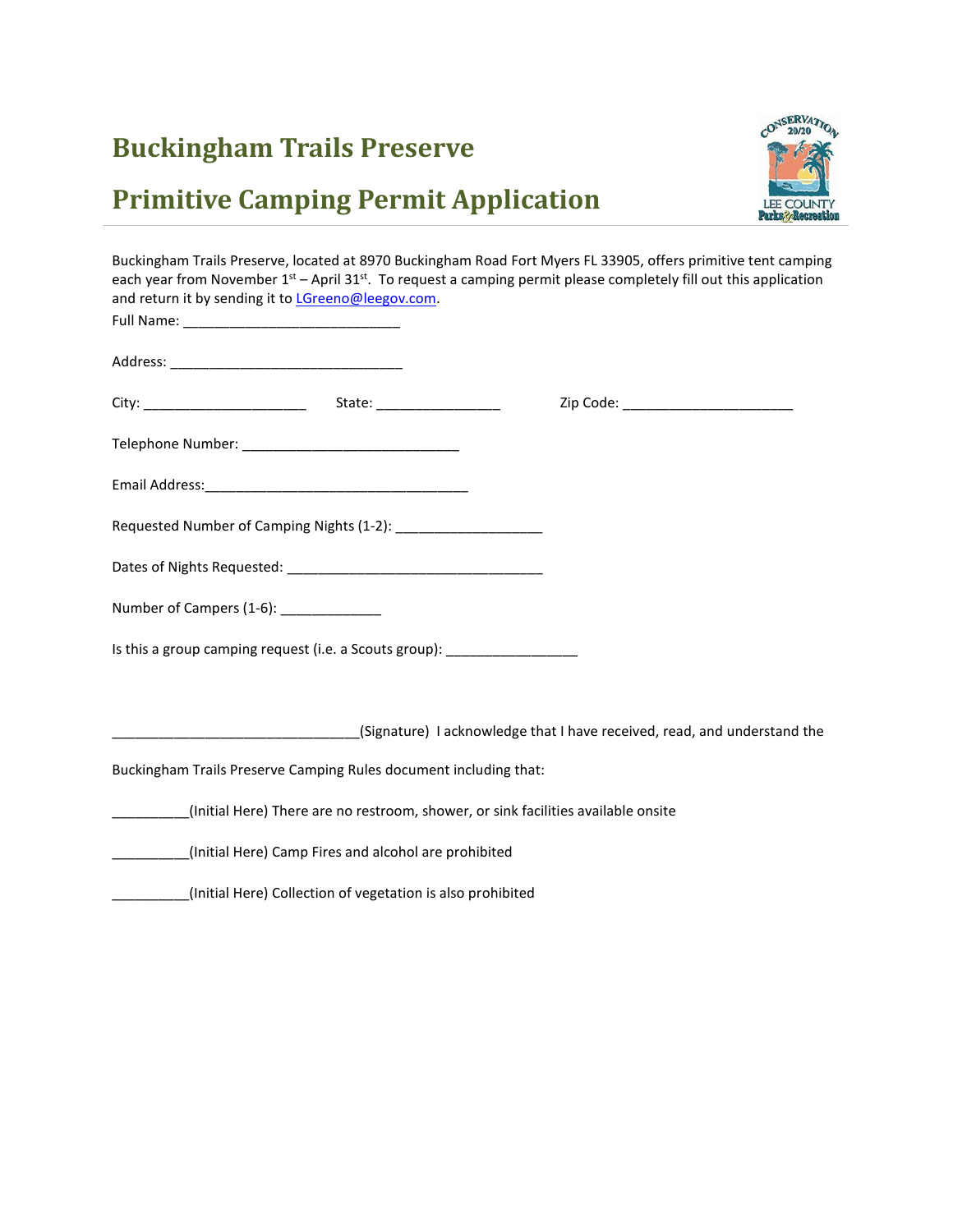# Buckingham Trails Preserve

# Primitive Camping Permit Application

Buckingham Trails Preserve, located at 8970 Buckingham Road Fort Myers FL 33905, offers primitive tent camping each year from November 1st – April 31st. To request a camping permit please completely fill out this application and return it by sending it to LGreeno@leegov.com.

Full Name: ____________________________

Address: ______________________________

City: _____________________ State: ________________ Zip Code: ______________________

Telephone Number: ____________________________

Email Address:__________________________________

Requested Number of Camping Nights (1-2): ___________________

Dates of Nights Requested: _________________________________

Number of Campers (1-6): _____________

Is this a group camping request (i.e. a Scouts group): _________________

________________________________(Signature) I acknowledge that I have received, read, and understand the Buckingham Trails Preserve Camping Rules document including that:

__________(Initial Here) There are no restroom, shower, or sink facilities available onsite

__________(Initial Here) Camp Fires and alcohol are prohibited

__________(Initial Here) Collection of vegetation is also prohibited